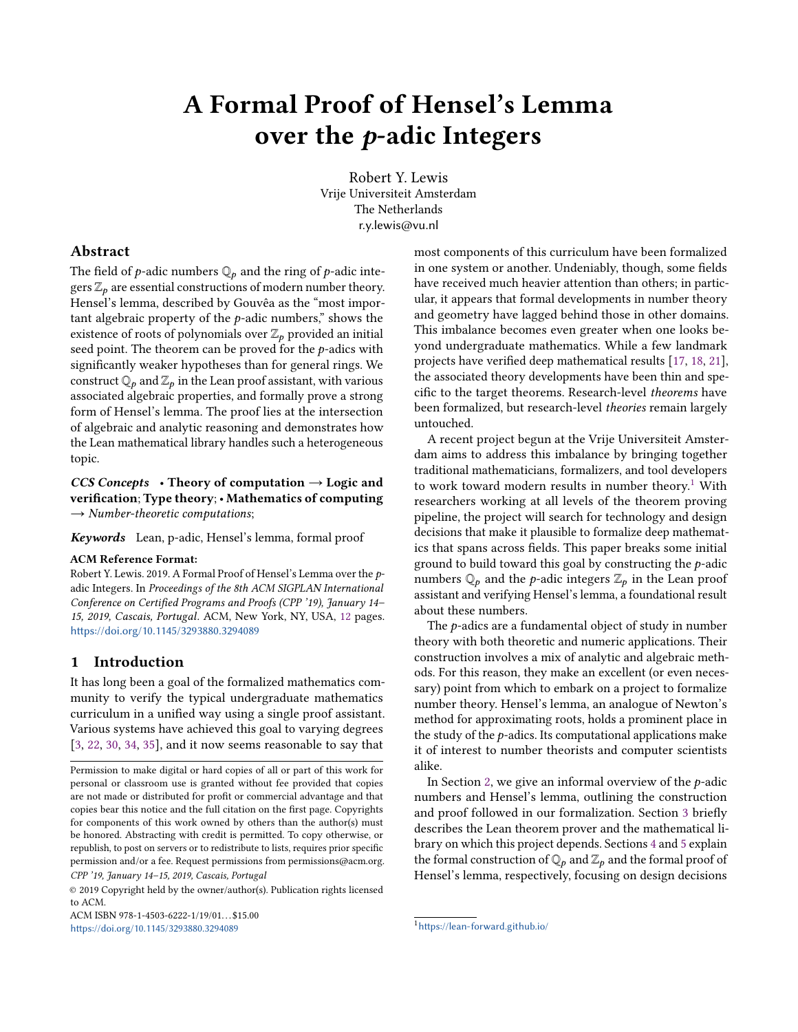# A Formal Proof of Hensel's Lemma over the $p$-adic Integers

Robert Y. Lewis
Vrije Universiteit Amsterdam
The Netherlands
r.y.lewis@vu.nl

## Abstract

The field of $p$-adic numbers $\mathbb{Q}_p$ and the ring of $p$-adic integers $\mathbb{Z}_p$ are essential constructions of modern number theory. Hensel's lemma, described by Gouvêa as the "most important algebraic property of the $p$-adic numbers," shows the existence of roots of polynomials over $\mathbb{Z}_p$ provided an initial seed point. The theorem can be proved for the $p$-adics with significantly weaker hypotheses than for general rings. We construct $\mathbb{Q}_p$ and $\mathbb{Z}_p$ in the Lean proof assistant, with various associated algebraic properties, and formally prove a strong form of Hensel's lemma. The proof lies at the intersection of algebraic and analytic reasoning and demonstrates how the Lean mathematical library handles such a heterogeneous topic.

***CCS Concepts*** • **Theory of computation → Logic and verification**; **Type theory**; • **Mathematics of computing** → *Number-theoretic computations*;

***Keywords*** Lean, p-adic, Hensel's lemma, formal proof

**ACM Reference Format:**
Robert Y. Lewis. 2019. A Formal Proof of Hensel's Lemma over the $p$-adic Integers. In *Proceedings of the 8th ACM SIGPLAN International Conference on Certified Programs and Proofs (CPP '19), January 14–15, 2019, Cascais, Portugal.* ACM, New York, NY, USA, 12 pages. https://doi.org/10.1145/3293880.3294089

## 1 Introduction

It has long been a goal of the formalized mathematics community to verify the typical undergraduate mathematics curriculum in a unified way using a single proof assistant. Various systems have achieved this goal to varying degrees [3, 22, 30, 34, 35], and it now seems reasonable to say that most components of this curriculum have been formalized in one system or another. Undeniably, though, some fields have received much heavier attention than others; in particular, it appears that formal developments in number theory and geometry have lagged behind those in other domains. This imbalance becomes even greater when one looks beyond undergraduate mathematics. While a few landmark projects have verified deep mathematical results [17, 18, 21], the associated theory developments have been thin and specific to the target theorems. Research-level *theorems* have been formalized, but research-level *theories* remain largely untouched.

A recent project begun at the Vrije Universiteit Amsterdam aims to address this imbalance by bringing together traditional mathematicians, formalizers, and tool developers to work toward modern results in number theory.[1] With researchers working at all levels of the theorem proving pipeline, the project will search for technology and design decisions that make it plausible to formalize deep mathematics that spans across fields. This paper breaks some initial ground to build toward this goal by constructing the $p$-adic numbers $\mathbb{Q}_p$ and the $p$-adic integers $\mathbb{Z}_p$ in the Lean proof assistant and verifying Hensel's lemma, a foundational result about these numbers.

The $p$-adics are a fundamental object of study in number theory with both theoretic and numeric applications. Their construction involves a mix of analytic and algebraic methods. For this reason, they make an excellent (or even necessary) point from which to embark on a project to formalize number theory. Hensel's lemma, an analogue of Newton's method for approximating roots, holds a prominent place in the study of the $p$-adics. Its computational applications make it of interest to number theorists and computer scientists alike.

In Section 2, we give an informal overview of the $p$-adic numbers and Hensel's lemma, outlining the construction and proof followed in our formalization. Section 3 briefly describes the Lean theorem prover and the mathematical library on which this project depends. Sections 4 and 5 explain the formal construction of $\mathbb{Q}_p$ and $\mathbb{Z}_p$ and the formal proof of Hensel's lemma, respectively, focusing on design decisions

[1] https://lean-forward.github.io/

Permission to make digital or hard copies of all or part of this work for personal or classroom use is granted without fee provided that copies are not made or distributed for profit or commercial advantage and that copies bear this notice and the full citation on the first page. Copyrights for components of this work owned by others than the author(s) must be honored. Abstracting with credit is permitted. To copy otherwise, or republish, to post on servers or to redistribute to lists, requires prior specific permission and/or a fee. Request permissions from permissions@acm.org.
*CPP '19, January 14–15, 2019, Cascais, Portugal*
© 2019 Copyright held by the owner/author(s). Publication rights licensed to ACM.
ACM ISBN 978-1-4503-6222-1/19/01...$15.00
https://doi.org/10.1145/3293880.3294089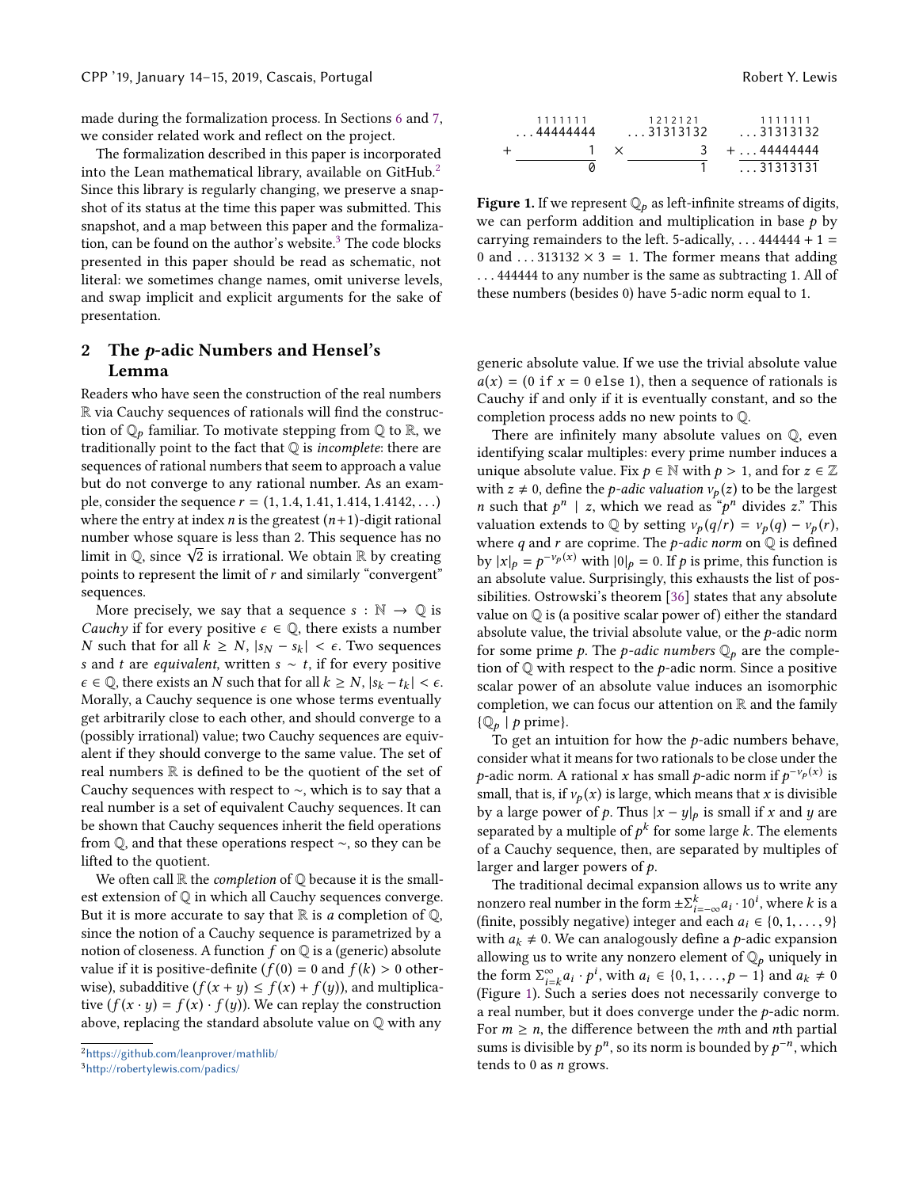made during the formalization process. In Sections 6 and 7, we consider related work and reflect on the project.

The formalization described in this paper is incorporated into the Lean mathematical library, available on GitHub.[2] Since this library is regularly changing, we preserve a snapshot of its status at the time this paper was submitted. This snapshot, and a map between this paper and the formalization, can be found on the author's website.[3] The code blocks presented in this paper should be read as schematic, not literal: we sometimes change names, omit universe levels, and swap implicit and explicit arguments for the sake of presentation.

## 2 The $p$-adic Numbers and Hensel's Lemma

Readers who have seen the construction of the real numbers $\mathbb{R}$ via Cauchy sequences of rationals will find the construction of $\mathbb{Q}_p$ familiar. To motivate stepping from $\mathbb{Q}$ to $\mathbb{R}$, we traditionally point to the fact that $\mathbb{Q}$ is *incomplete*: there are sequences of rational numbers that seem to approach a value but do not converge to any rational number. As an example, consider the sequence $r = (1, 1.4, 1.41, 1.414, 1.4142, \ldots)$ where the entry at index $n$ is the greatest $(n+1)$-digit rational number whose square is less than 2. This sequence has no limit in $\mathbb{Q}$, since $\sqrt{2}$ is irrational. We obtain $\mathbb{R}$ by creating points to represent the limit of $r$ and similarly "convergent" sequences.

More precisely, we say that a sequence $s : \mathbb{N} \to \mathbb{Q}$ is *Cauchy* if for every positive $\epsilon \in \mathbb{Q}$, there exists a number $N$ such that for all $k \geq N$, $|s_N - s_k| < \epsilon$. Two sequences $s$ and $t$ are *equivalent*, written $s \sim t$, if for every positive $\epsilon \in \mathbb{Q}$, there exists an $N$ such that for all $k \geq N$, $|s_k - t_k| < \epsilon$. Morally, a Cauchy sequence is one whose terms eventually get arbitrarily close to each other, and should converge to a (possibly irrational) value; two Cauchy sequences are equivalent if they should converge to the same value. The set of real numbers $\mathbb{R}$ is defined to be the quotient of the set of Cauchy sequences with respect to $\sim$, which is to say that a real number is a set of equivalent Cauchy sequences. It can be shown that Cauchy sequences inherit the field operations from $\mathbb{Q}$, and that these operations respect $\sim$, so they can be lifted to the quotient.

We often call $\mathbb{R}$ the *completion* of $\mathbb{Q}$ because it is the smallest extension of $\mathbb{Q}$ in which all Cauchy sequences converge. But it is more accurate to say that $\mathbb{R}$ is *a* completion of $\mathbb{Q}$, since the notion of a Cauchy sequence is parametrized by a notion of closeness. A function $f$ on $\mathbb{Q}$ is a (generic) absolute value if it is positive-definite ($f(0) = 0$ and $f(k) > 0$ otherwise), subadditive ($f(x + y) \leq f(x) + f(y)$), and multiplicative ($f(x \cdot y) = f(x) \cdot f(y)$). We can replay the construction above, replacing the standard absolute value on $\mathbb{Q}$ with any generic absolute value. If we use the trivial absolute value $a(x) = (0 \text{ if } x = 0 \text{ else } 1)$, then a sequence of rationals is Cauchy if and only if it is eventually constant, and so the completion process adds no new points to $\mathbb{Q}$.

$$
\begin{array}{rrr}
\overset{1111111}{\ldots 44444444} & \overset{1212121}{\ldots 31313132} & \overset{1111111}{\ldots 31313132} \\
+ \qquad\qquad 1 & \times \qquad\qquad 3 & + \ldots 44444444 \\
\hline
0 & 1 & \ldots 31313131
\end{array}
$$

**Figure 1.** If we represent $\mathbb{Q}_p$ as left-infinite streams of digits, we can perform addition and multiplication in base $p$ by carrying remainders to the left. 5-adically, $\ldots 444444 + 1 = 0$ and $\ldots 313132 \times 3 = 1$. The former means that adding $\ldots 444444$ to any number is the same as subtracting 1. All of these numbers (besides 0) have 5-adic norm equal to 1.

There are infinitely many absolute values on $\mathbb{Q}$, even identifying scalar multiples: every prime number induces a unique absolute value. Fix $p \in \mathbb{N}$ with $p > 1$, and for $z \in \mathbb{Z}$ with $z \neq 0$, define the *p-adic valuation* $v_p(z)$ to be the largest $n$ such that $p^n \mid z$, which we read as "$p^n$ divides $z$." This valuation extends to $\mathbb{Q}$ by setting $v_p(q/r) = v_p(q) - v_p(r)$, where $q$ and $r$ are coprime. The *p-adic norm* on $\mathbb{Q}$ is defined by $|x|_p = p^{-v_p(x)}$ with $|0|_p = 0$. If $p$ is prime, this function is an absolute value. Surprisingly, this exhausts the list of possibilities. Ostrowski's theorem [36] states that any absolute value on $\mathbb{Q}$ is (a positive scalar power of) either the standard absolute value, the trivial absolute value, or the $p$-adic norm for some prime $p$. The *p-adic numbers* $\mathbb{Q}_p$ are the completion of $\mathbb{Q}$ with respect to the $p$-adic norm. Since a positive scalar power of an absolute value induces an isomorphic completion, we can focus our attention on $\mathbb{R}$ and the family $\{\mathbb{Q}_p \mid p \text{ prime}\}$.

To get an intuition for how the $p$-adic numbers behave, consider what it means for two rationals to be close under the $p$-adic norm. A rational $x$ has small $p$-adic norm if $p^{-v_p(x)}$ is small, that is, if $v_p(x)$ is large, which means that $x$ is divisible by a large power of $p$. Thus $|x - y|_p$ is small if $x$ and $y$ are separated by a multiple of $p^k$ for some large $k$. The elements of a Cauchy sequence, then, are separated by multiples of larger and larger powers of $p$.

The traditional decimal expansion allows us to write any nonzero real number in the form $\pm\Sigma_{i=-\infty}^{k} a_i \cdot 10^i$, where $k$ is a (finite, possibly negative) integer and each $a_i \in \{0, 1, \ldots, 9\}$ with $a_k \neq 0$. We can analogously define a $p$-adic expansion allowing us to write any nonzero element of $\mathbb{Q}_p$ uniquely in the form $\Sigma_{i=k}^{\infty} a_i \cdot p^i$, with $a_i \in \{0, 1, \ldots, p-1\}$ and $a_k \neq 0$ (Figure 1). Such a series does not necessarily converge to a real number, but it does converge under the $p$-adic norm. For $m \geq n$, the difference between the $m$th and $n$th partial sums is divisible by $p^n$, so its norm is bounded by $p^{-n}$, which tends to 0 as $n$ grows.

[2] https://github.com/leanprover/mathlib/

[3] http://robertylewis.com/padics/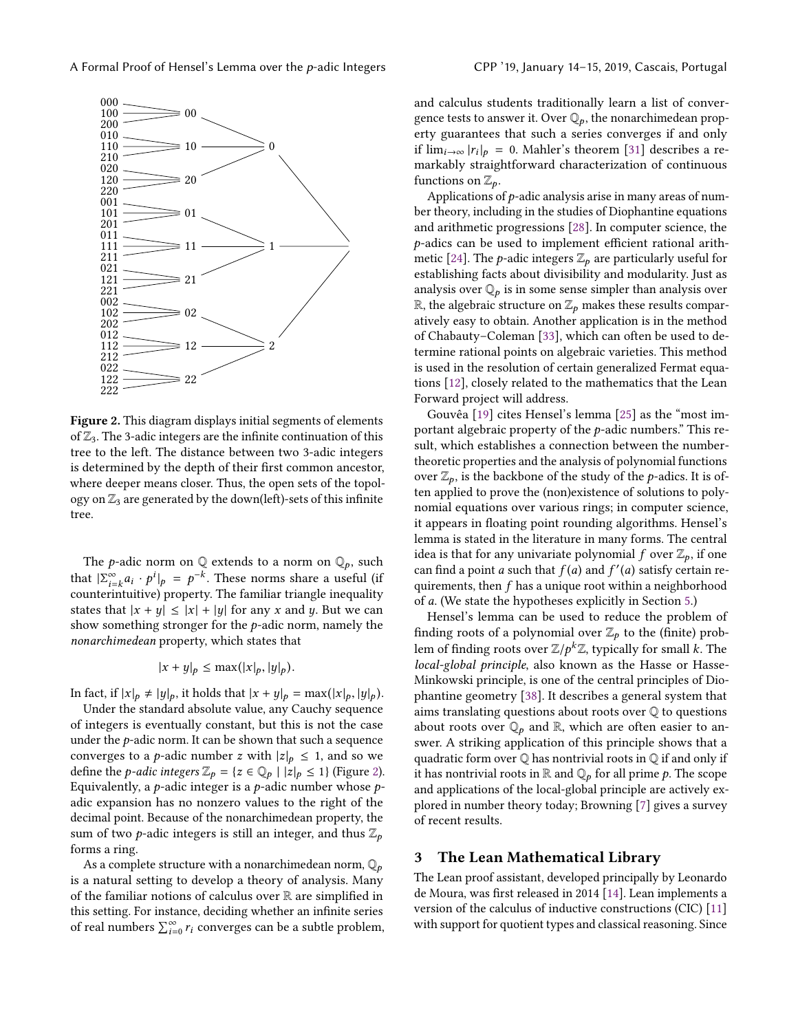**Figure 2.** This diagram displays initial segments of elements of $\mathbb{Z}_3$. The 3-adic integers are the infinite continuation of this tree to the left. The distance between two 3-adic integers is determined by the depth of their first common ancestor, where deeper means closer. Thus, the open sets of the topology on $\mathbb{Z}_3$ are generated by the down(left)-sets of this infinite tree.

The $p$-adic norm on $\mathbb{Q}$ extends to a norm on $\mathbb{Q}_p$, such that $|\Sigma_{i=k}^{\infty} a_i \cdot p^i|_p = p^{-k}$. These norms share a useful (if counterintuitive) property. The familiar triangle inequality states that $|x+y| \leq |x| + |y|$ for any $x$ and $y$. But we can show something stronger for the $p$-adic norm, namely the *nonarchimedean* property, which states that

$$|x+y|_p \leq \max(|x|_p, |y|_p).$$

In fact, if $|x|_p \neq |y|_p$, it holds that $|x+y|_p = \max(|x|_p, |y|_p)$.

Under the standard absolute value, any Cauchy sequence of integers is eventually constant, but this is not the case under the $p$-adic norm. It can be shown that such a sequence converges to a $p$-adic number $z$ with $|z|_p \leq 1$, and so we define the *p-adic integers* $\mathbb{Z}_p = \{z \in \mathbb{Q}_p \mid |z|_p \leq 1\}$ (Figure 2). Equivalently, a $p$-adic integer is a $p$-adic number whose $p$-adic expansion has no nonzero values to the right of the decimal point. Because of the nonarchimedean property, the sum of two $p$-adic integers is still an integer, and thus $\mathbb{Z}_p$ forms a ring.

As a complete structure with a nonarchimedean norm, $\mathbb{Q}_p$ is a natural setting to develop a theory of analysis. Many of the familiar notions of calculus over $\mathbb{R}$ are simplified in this setting. For instance, deciding whether an infinite series of real numbers $\sum_{i=0}^{\infty} r_i$ converges can be a subtle problem, and calculus students traditionally learn a list of convergence tests to answer it. Over $\mathbb{Q}_p$, the nonarchimedean property guarantees that such a series converges if and only if $\lim_{i\to\infty} |r_i|_p = 0$. Mahler's theorem [31] describes a remarkably straightforward characterization of continuous functions on $\mathbb{Z}_p$.

Applications of $p$-adic analysis arise in many areas of number theory, including in the studies of Diophantine equations and arithmetic progressions [28]. In computer science, the $p$-adics can be used to implement efficient rational arithmetic [24]. The $p$-adic integers $\mathbb{Z}_p$ are particularly useful for establishing facts about divisibility and modularity. Just as analysis over $\mathbb{Q}_p$ is in some sense simpler than analysis over $\mathbb{R}$, the algebraic structure on $\mathbb{Z}_p$ makes these results comparatively easy to obtain. Another application is in the method of Chabauty–Coleman [33], which can often be used to determine rational points on algebraic varieties. This method is used in the resolution of certain generalized Fermat equations [12], closely related to the mathematics that the Lean Forward project will address.

Gouvêa [19] cites Hensel's lemma [25] as the "most important algebraic property of the $p$-adic numbers." This result, which establishes a connection between the number-theoretic properties and the analysis of polynomial functions over $\mathbb{Z}_p$, is the backbone of the study of the $p$-adics. It is often applied to prove the (non)existence of solutions to polynomial equations over various rings; in computer science, it appears in floating point rounding algorithms. Hensel's lemma is stated in the literature in many forms. The central idea is that for any univariate polynomial $f$ over $\mathbb{Z}_p$, if one can find a point $a$ such that $f(a)$ and $f'(a)$ satisfy certain requirements, then $f$ has a unique root within a neighborhood of $a$. (We state the hypotheses explicitly in Section 5.)

Hensel's lemma can be used to reduce the problem of finding roots of a polynomial over $\mathbb{Z}_p$ to the (finite) problem of finding roots over $\mathbb{Z}/p^k\mathbb{Z}$, typically for small $k$. The *local-global principle*, also known as the Hasse or Hasse-Minkowski principle, is one of the central principles of Diophantine geometry [38]. It describes a general system that aims translating questions about roots over $\mathbb{Q}$ to questions about roots over $\mathbb{Q}_p$ and $\mathbb{R}$, which are often easier to answer. A striking application of this principle shows that a quadratic form over $\mathbb{Q}$ has nontrivial roots in $\mathbb{Q}$ if and only if it has nontrivial roots in $\mathbb{R}$ and $\mathbb{Q}_p$ for all prime $p$. The scope and applications of the local-global principle are actively explored in number theory today; Browning [7] gives a survey of recent results.

## 3 The Lean Mathematical Library

The Lean proof assistant, developed principally by Leonardo de Moura, was first released in 2014 [14]. Lean implements a version of the calculus of inductive constructions (CIC) [11] with support for quotient types and classical reasoning. Since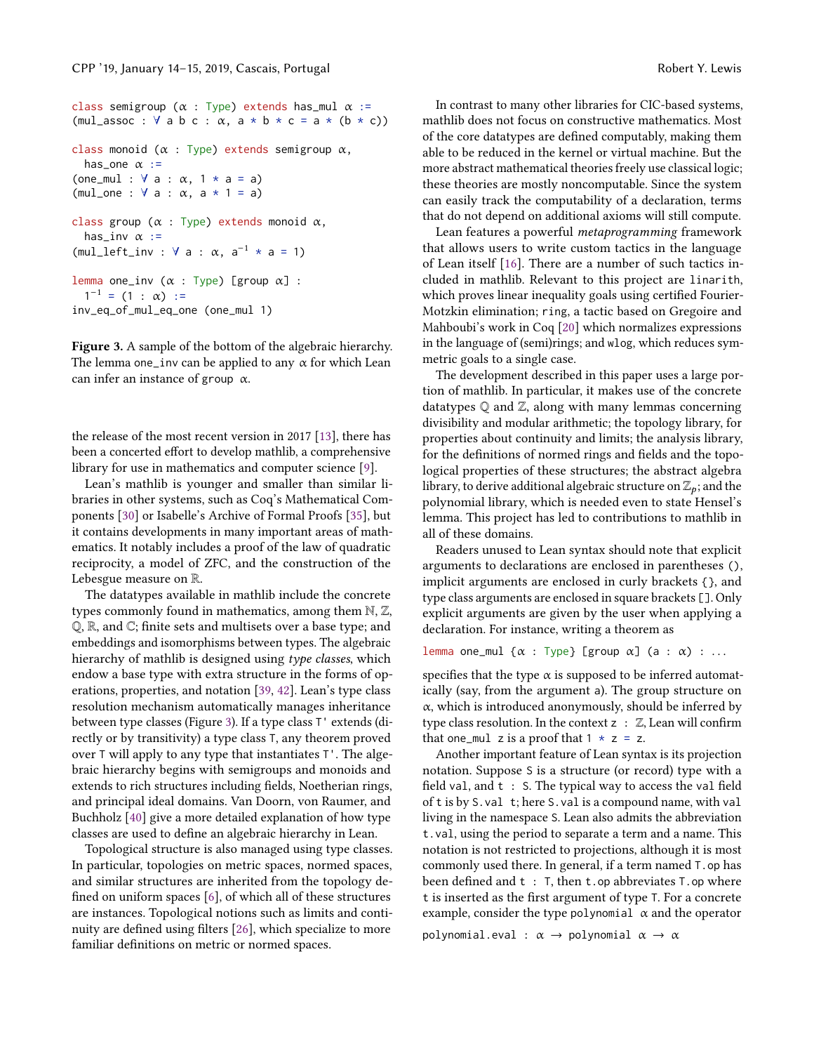```
class semigroup (α : Type) extends has_mul α :=
(mul_assoc : ∀ a b c : α, a * b * c = a * (b * c))

class monoid (α : Type) extends semigroup α,
  has_one α :=
(one_mul : ∀ a : α, 1 * a = a)
(mul_one : ∀ a : α, a * 1 = a)

class group (α : Type) extends monoid α,
  has_inv α :=
(mul_left_inv : ∀ a : α, a⁻¹ * a = 1)

lemma one_inv (α : Type) [group α] :
  1⁻¹ = (1 : α) :=
inv_eq_of_mul_eq_one (one_mul 1)
```

**Figure 3.** A sample of the bottom of the algebraic hierarchy. The lemma `one_inv` can be applied to any α for which Lean can infer an instance of `group α`.

the release of the most recent version in 2017 [13], there has been a concerted effort to develop mathlib, a comprehensive library for use in mathematics and computer science [9].

Lean's mathlib is younger and smaller than similar libraries in other systems, such as Coq's Mathematical Components [30] or Isabelle's Archive of Formal Proofs [35], but it contains developments in many important areas of mathematics. It notably includes a proof of the law of quadratic reciprocity, a model of ZFC, and the construction of the Lebesgue measure on $\mathbb{R}$.

The datatypes available in mathlib include the concrete types commonly found in mathematics, among them $\mathbb{N}$, $\mathbb{Z}$, $\mathbb{Q}$, $\mathbb{R}$, and $\mathbb{C}$; finite sets and multisets over a base type; and embeddings and isomorphisms between types. The algebraic hierarchy of mathlib is designed using *type classes*, which endow a base type with extra structure in the forms of operations, properties, and notation [39, 42]. Lean's type class resolution mechanism automatically manages inheritance between type classes (Figure 3). If a type class `T'` extends (directly or by transitivity) a type class `T`, any theorem proved over `T` will apply to any type that instantiates `T'`. The algebraic hierarchy begins with semigroups and monoids and extends to rich structures including fields, Noetherian rings, and principal ideal domains. Van Doorn, von Raumer, and Buchholz [40] give a more detailed explanation of how type classes are used to define an algebraic hierarchy in Lean.

Topological structure is also managed using type classes. In particular, topologies on metric spaces, normed spaces, and similar structures are inherited from the topology defined on uniform spaces [6], of which all of these structures are instances. Topological notions such as limits and continuity are defined using filters [26], which specialize to more familiar definitions on metric or normed spaces.

In contrast to many other libraries for CIC-based systems, mathlib does not focus on constructive mathematics. Most of the core datatypes are defined computably, making them able to be reduced in the kernel or virtual machine. But the more abstract mathematical theories freely use classical logic; these theories are mostly noncomputable. Since the system can easily track the computability of a declaration, terms that do not depend on additional axioms will still compute.

Lean features a powerful *metaprogramming* framework that allows users to write custom tactics in the language of Lean itself [16]. There are a number of such tactics included in mathlib. Relevant to this project are `linarith`, which proves linear inequality goals using certified Fourier-Motzkin elimination; `ring`, a tactic based on Gregoire and Mahboubi's work in Coq [20] which normalizes expressions in the language of (semi)rings; and `wlog`, which reduces symmetric goals to a single case.

The development described in this paper uses a large portion of mathlib. In particular, it makes use of the concrete datatypes $\mathbb{Q}$ and $\mathbb{Z}$, along with many lemmas concerning divisibility and modular arithmetic; the topology library, for properties about continuity and limits; the analysis library, for the definitions of normed rings and fields and the topological properties of these structures; the abstract algebra library, to derive additional algebraic structure on $\mathbb{Z}_p$; and the polynomial library, which is needed even to state Hensel's lemma. This project has led to contributions to mathlib in all of these domains.

Readers unused to Lean syntax should note that explicit arguments to declarations are enclosed in parentheses `()`, implicit arguments are enclosed in curly brackets `{}`, and type class arguments are enclosed in square brackets `[]`. Only explicit arguments are given by the user when applying a declaration. For instance, writing a theorem as

```
lemma one_mul {α : Type} [group α] (a : α) : ...
```

specifies that the type α is supposed to be inferred automatically (say, from the argument `a`). The group structure on α, which is introduced anonymously, should be inferred by type class resolution. In the context `z : ℤ`, Lean will confirm that `one_mul z` is a proof that `1 * z = z`.

Another important feature of Lean syntax is its projection notation. Suppose `S` is a structure (or record) type with a field `val`, and `t : S`. The typical way to access the `val` field of `t` is by `S.val t`; here `S.val` is a compound name, with `val` living in the namespace `S`. Lean also admits the abbreviation `t.val`, using the period to separate a term and a name. This notation is not restricted to projections, although it is most commonly used there. In general, if a term named `T.op` has been defined and `t : T`, then `t.op` abbreviates `T.op` where `t` is inserted as the first argument of type `T`. For a concrete example, consider the type `polynomial α` and the operator

```
polynomial.eval : α → polynomial α → α
```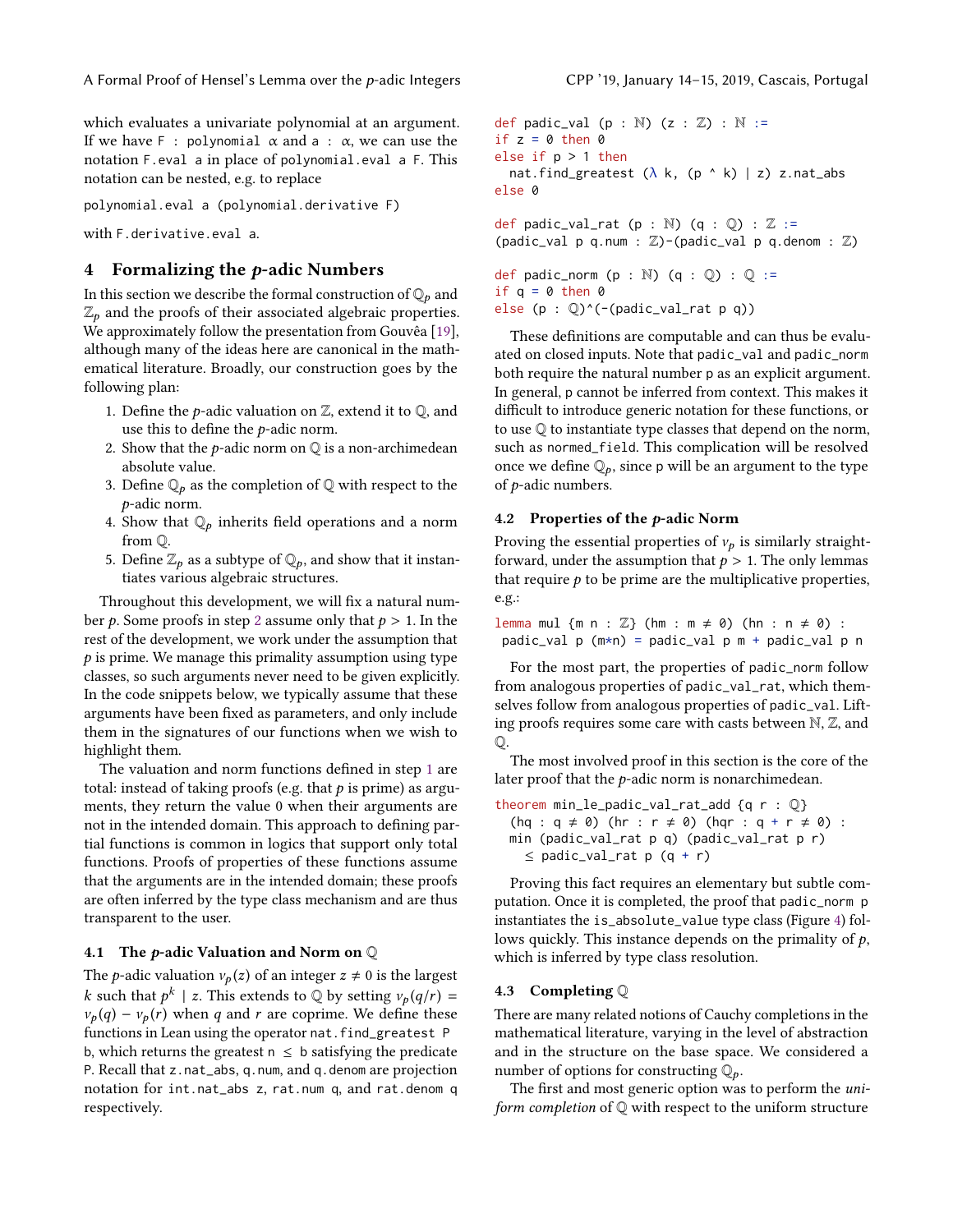which evaluates a univariate polynomial at an argument. If we have `F : polynomial α` and `a : α`, we can use the notation `F.eval a` in place of `polynomial.eval a F`. This notation can be nested, e.g. to replace

```
polynomial.eval a (polynomial.derivative F)
```

with `F.derivative.eval a`.

## 4 Formalizing the $p$-adic Numbers

In this section we describe the formal construction of $\mathbb{Q}_p$ and $\mathbb{Z}_p$ and the proofs of their associated algebraic properties. We approximately follow the presentation from Gouvêa [19], although many of the ideas here are canonical in the mathematical literature. Broadly, our construction goes by the following plan:

1. Define the $p$-adic valuation on $\mathbb{Z}$, extend it to $\mathbb{Q}$, and use this to define the $p$-adic norm.
2. Show that the $p$-adic norm on $\mathbb{Q}$ is a non-archimedean absolute value.
3. Define $\mathbb{Q}_p$ as the completion of $\mathbb{Q}$ with respect to the $p$-adic norm.
4. Show that $\mathbb{Q}_p$ inherits field operations and a norm from $\mathbb{Q}$.
5. Define $\mathbb{Z}_p$ as a subtype of $\mathbb{Q}_p$, and show that it instantiates various algebraic structures.

Throughout this development, we will fix a natural number $p$. Some proofs in step 2 assume only that $p > 1$. In the rest of the development, we work under the assumption that $p$ is prime. We manage this primality assumption using type classes, so such arguments never need to be given explicitly. In the code snippets below, we typically assume that these arguments have been fixed as parameters, and only include them in the signatures of our functions when we wish to highlight them.

The valuation and norm functions defined in step 1 are total: instead of taking proofs (e.g. that $p$ is prime) as arguments, they return the value 0 when their arguments are not in the intended domain. This approach to defining partial functions is common in logics that support only total functions. Proofs of properties of these functions assume that the arguments are in the intended domain; these proofs are often inferred by the type class mechanism and are thus transparent to the user.

### 4.1 The $p$-adic Valuation and Norm on $\mathbb{Q}$

The $p$-adic valuation $v_p(z)$ of an integer $z \neq 0$ is the largest $k$ such that $p^k \mid z$. This extends to $\mathbb{Q}$ by setting $v_p(q/r) = v_p(q) - v_p(r)$ when $q$ and $r$ are coprime. We define these functions in Lean using the operator `nat.find_greatest P b`, which returns the greatest `n ≤ b` satisfying the predicate `P`. Recall that `z.nat_abs`, `q.num`, and `q.denom` are projection notation for `int.nat_abs z`, `rat.num q`, and `rat.denom q` respectively.

```
def padic_val (p : ℕ) (z : ℤ) : ℕ :=
if z = 0 then 0
else if p > 1 then
  nat.find_greatest (λ k, (p ^ k) | z) z.nat_abs
else 0

def padic_val_rat (p : ℕ) (q : ℚ) : ℤ :=
(padic_val p q.num : ℤ)-(padic_val p q.denom : ℤ)

def padic_norm (p : ℕ) (q : ℚ) : ℚ :=
if q = 0 then 0
else (p : ℚ)^(-(padic_val_rat p q))
```

These definitions are computable and can thus be evaluated on closed inputs. Note that `padic_val` and `padic_norm` both require the natural number `p` as an explicit argument. In general, `p` cannot be inferred from context. This makes it difficult to introduce generic notation for these functions, or to use $\mathbb{Q}$ to instantiate type classes that depend on the norm, such as `normed_field`. This complication will be resolved once we define $\mathbb{Q}_p$, since `p` will be an argument to the type of $p$-adic numbers.

### 4.2 Properties of the $p$-adic Norm

Proving the essential properties of $v_p$ is similarly straightforward, under the assumption that $p > 1$. The only lemmas that require $p$ to be prime are the multiplicative properties, e.g.:

```
lemma mul {m n : ℤ} (hm : m ≠ 0) (hn : n ≠ 0) :
 padic_val p (m*n) = padic_val p m + padic_val p n
```

For the most part, the properties of `padic_norm` follow from analogous properties of `padic_val_rat`, which themselves follow from analogous properties of `padic_val`. Lifting proofs requires some care with casts between ℕ, ℤ, and ℚ.

The most involved proof in this section is the core of the later proof that the $p$-adic norm is nonarchimedean.

```
theorem min_le_padic_val_rat_add {q r : ℚ}
  (hq : q ≠ 0) (hr : r ≠ 0) (hqr : q + r ≠ 0) :
  min (padic_val_rat p q) (padic_val_rat p r)
    ≤ padic_val_rat p (q + r)
```

Proving this fact requires an elementary but subtle computation. Once it is completed, the proof that `padic_norm p` instantiates the `is_absolute_value` type class (Figure 4) follows quickly. This instance depends on the primality of $p$, which is inferred by type class resolution.

### 4.3 Completing $\mathbb{Q}$

There are many related notions of Cauchy completions in the mathematical literature, varying in the level of abstraction and in the structure on the base space. We considered a number of options for constructing $\mathbb{Q}_p$.

The first and most generic option was to perform the *uniform completion* of $\mathbb{Q}$ with respect to the uniform structure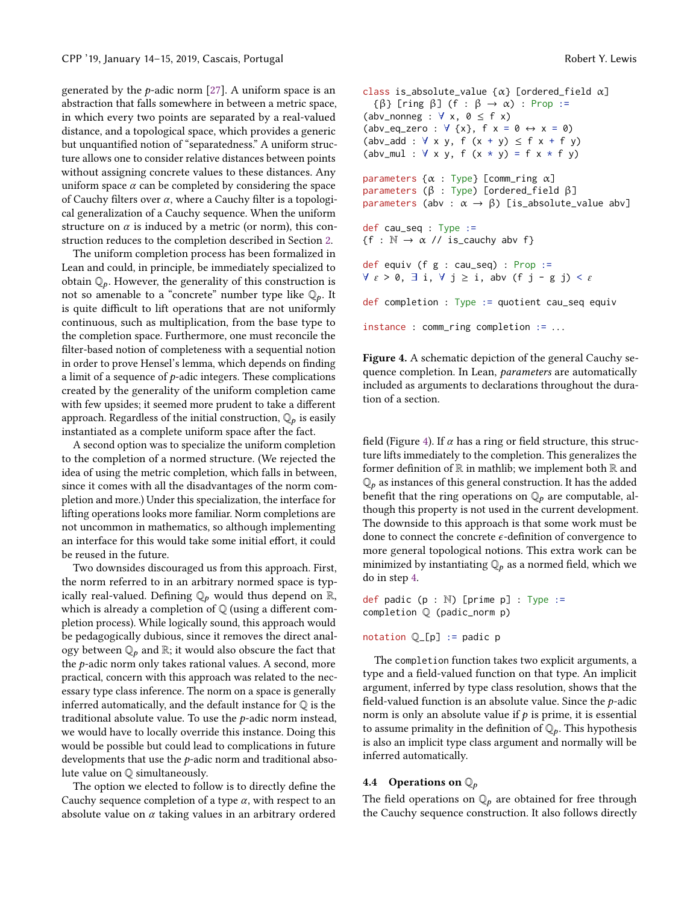generated by the $p$-adic norm [27]. A uniform space is an abstraction that falls somewhere in between a metric space, in which every two points are separated by a real-valued distance, and a topological space, which provides a generic but unquantified notion of "separatedness." A uniform structure allows one to consider relative distances between points without assigning concrete values to these distances. Any uniform space $\alpha$ can be completed by considering the space of Cauchy filters over $\alpha$, where a Cauchy filter is a topological generalization of a Cauchy sequence. When the uniform structure on $\alpha$ is induced by a metric (or norm), this construction reduces to the completion described in Section 2.

The uniform completion process has been formalized in Lean and could, in principle, be immediately specialized to obtain $\mathbb{Q}_p$. However, the generality of this construction is not so amenable to a "concrete" number type like $\mathbb{Q}_p$. It is quite difficult to lift operations that are not uniformly continuous, such as multiplication, from the base type to the completion space. Furthermore, one must reconcile the filter-based notion of completeness with a sequential notion in order to prove Hensel's lemma, which depends on finding a limit of a sequence of $p$-adic integers. These complications created by the generality of the uniform completion came with few upsides; it seemed more prudent to take a different approach. Regardless of the initial construction, $\mathbb{Q}_p$ is easily instantiated as a complete uniform space after the fact.

A second option was to specialize the uniform completion to the completion of a normed structure. (We rejected the idea of using the metric completion, which falls in between, since it comes with all the disadvantages of the norm completion and more.) Under this specialization, the interface for lifting operations looks more familiar. Norm completions are not uncommon in mathematics, so although implementing an interface for this would take some initial effort, it could be reused in the future.

Two downsides discouraged us from this approach. First, the norm referred to in an arbitrary normed space is typically real-valued. Defining $\mathbb{Q}_p$ would thus depend on $\mathbb{R}$, which is already a completion of $\mathbb{Q}$ (using a different completion process). While logically sound, this approach would be pedagogically dubious, since it removes the direct analogy between $\mathbb{Q}_p$ and $\mathbb{R}$; it would also obscure the fact that the $p$-adic norm only takes rational values. A second, more practical, concern with this approach was related to the necessary type class inference. The norm on a space is generally inferred automatically, and the default instance for $\mathbb{Q}$ is the traditional absolute value. To use the $p$-adic norm instead, we would have to locally override this instance. Doing this would be possible but could lead to complications in future developments that use the $p$-adic norm and traditional absolute value on $\mathbb{Q}$ simultaneously.

The option we elected to follow is to directly define the Cauchy sequence completion of a type $\alpha$, with respect to an absolute value on $\alpha$ taking values in an arbitrary ordered field (Figure 4). If $\alpha$ has a ring or field structure, this structure lifts immediately to the completion. This generalizes the former definition of $\mathbb{R}$ in mathlib; we implement both $\mathbb{R}$ and $\mathbb{Q}_p$ as instances of this general construction. It has the added benefit that the ring operations on $\mathbb{Q}_p$ are computable, although this property is not used in the current development. The downside to this approach is that some work must be done to connect the concrete $\epsilon$-definition of convergence to more general topological notions. This extra work can be minimized by instantiating $\mathbb{Q}_p$ as a normed field, which we do in step 4.

```
class is_absolute_value {α} [ordered_field α]
  {β} [ring β] (f : β → α) : Prop :=
(abv_nonneg : ∀ x, 0 ≤ f x)
(abv_eq_zero : ∀ {x}, f x = 0 ↔ x = 0)
(abv_add : ∀ x y, f (x + y) ≤ f x + f y)
(abv_mul : ∀ x y, f (x * y) = f x * f y)

parameters {α : Type} [comm_ring α]
parameters (β : Type) [ordered_field β]
parameters (abv : α → β) [is_absolute_value abv]

def cau_seq : Type :=
{f : ℕ → α // is_cauchy abv f}

def equiv (f g : cau_seq) : Prop :=
∀ ε > 0, ∃ i, ∀ j ≥ i, abv (f j - g j) < ε

def completion : Type := quotient cau_seq equiv

instance : comm_ring completion := ...
```

**Figure 4.** A schematic depiction of the general Cauchy sequence completion. In Lean, *parameters* are automatically included as arguments to declarations throughout the duration of a section.

```
def padic (p : ℕ) [prime p] : Type :=
completion ℚ (padic_norm p)

notation ℚ_[p] := padic p
```

The completion function takes two explicit arguments, a type and a field-valued function on that type. An implicit argument, inferred by type class resolution, shows that the field-valued function is an absolute value. Since the $p$-adic norm is only an absolute value if $p$ is prime, it is essential to assume primality in the definition of $\mathbb{Q}_p$. This hypothesis is also an implicit type class argument and normally will be inferred automatically.

### 4.4 Operations on $\mathbb{Q}_p$

The field operations on $\mathbb{Q}_p$ are obtained for free through the Cauchy sequence construction. It also follows directly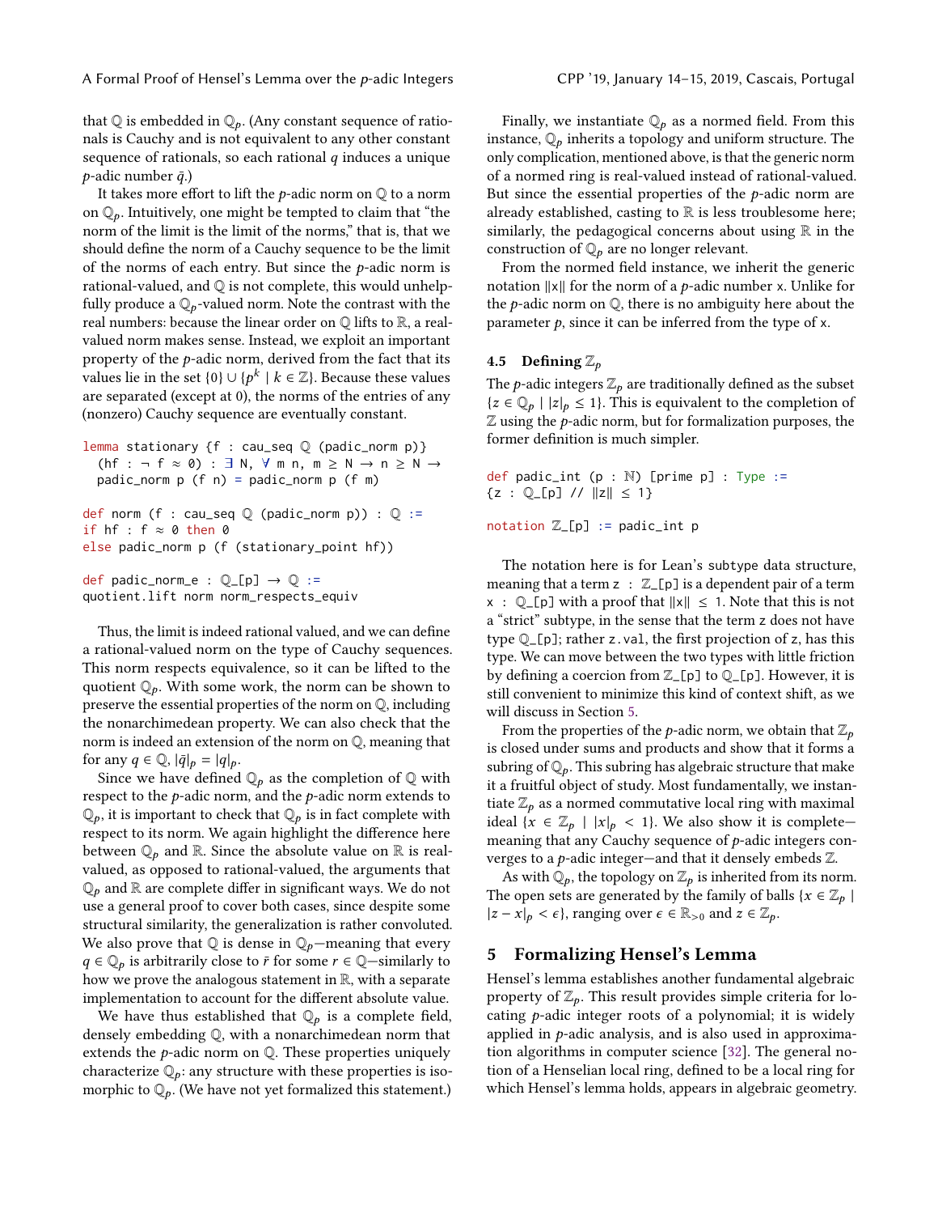that $\mathbb{Q}$ is embedded in $\mathbb{Q}_p$. (Any constant sequence of rationals is Cauchy and is not equivalent to any other constant sequence of rationals, so each rational $q$ induces a unique $p$-adic number $\bar{q}$.)

It takes more effort to lift the $p$-adic norm on $\mathbb{Q}$ to a norm on $\mathbb{Q}_p$. Intuitively, one might be tempted to claim that "the norm of the limit is the limit of the norms," that is, that we should define the norm of a Cauchy sequence to be the limit of the norms of each entry. But since the $p$-adic norm is rational-valued, and $\mathbb{Q}$ is not complete, this would unhelpfully produce a $\mathbb{Q}_p$-valued norm. Note the contrast with the real numbers: because the linear order on $\mathbb{Q}$ lifts to $\mathbb{R}$, a real-valued norm makes sense. Instead, we exploit an important property of the $p$-adic norm, derived from the fact that its values lie in the set $\{0\} \cup \{p^k \mid k \in \mathbb{Z}\}$. Because these values are separated (except at 0), the norms of the entries of any (nonzero) Cauchy sequence are eventually constant.

```
lemma stationary {f : cau_seq ℚ (padic_norm p)}
  (hf : ¬ f ≈ 0) : ∃ N, ∀ m n, m ≥ N → n ≥ N →
  padic_norm p (f n) = padic_norm p (f m)

def norm (f : cau_seq ℚ (padic_norm p)) : ℚ :=
if hf : f ≈ 0 then 0
else padic_norm p (f (stationary_point hf))

def padic_norm_e : ℚ_[p] → ℚ :=
quotient.lift norm norm_respects_equiv
```

Thus, the limit is indeed rational valued, and we can define a rational-valued norm on the type of Cauchy sequences. This norm respects equivalence, so it can be lifted to the quotient $\mathbb{Q}_p$. With some work, the norm can be shown to preserve the essential properties of the norm on $\mathbb{Q}$, including the nonarchimedean property. We can also check that the norm is indeed an extension of the norm on $\mathbb{Q}$, meaning that for any $q \in \mathbb{Q}$, $|\bar{q}|_p = |q|_p$.

Since we have defined $\mathbb{Q}_p$ as the completion of $\mathbb{Q}$ with respect to the $p$-adic norm, and the $p$-adic norm extends to $\mathbb{Q}_p$, it is important to check that $\mathbb{Q}_p$ is in fact complete with respect to its norm. We again highlight the difference here between $\mathbb{Q}_p$ and $\mathbb{R}$. Since the absolute value on $\mathbb{R}$ is real-valued, as opposed to rational-valued, the arguments that $\mathbb{Q}_p$ and $\mathbb{R}$ are complete differ in significant ways. We do not use a general proof to cover both cases, since despite some structural similarity, the generalization is rather convoluted. We also prove that $\mathbb{Q}$ is dense in $\mathbb{Q}_p$—meaning that every $q \in \mathbb{Q}_p$ is arbitrarily close to $\bar{r}$ for some $r \in \mathbb{Q}$—similarly to how we prove the analogous statement in $\mathbb{R}$, with a separate implementation to account for the different absolute value.

We have thus established that $\mathbb{Q}_p$ is a complete field, densely embedding $\mathbb{Q}$, with a nonarchimedean norm that extends the $p$-adic norm on $\mathbb{Q}$. These properties uniquely characterize $\mathbb{Q}_p$: any structure with these properties is isomorphic to $\mathbb{Q}_p$. (We have not yet formalized this statement.)

Finally, we instantiate $\mathbb{Q}_p$ as a normed field. From this instance, $\mathbb{Q}_p$ inherits a topology and uniform structure. The only complication, mentioned above, is that the generic norm of a normed ring is real-valued instead of rational-valued. But since the essential properties of the $p$-adic norm are already established, casting to $\mathbb{R}$ is less troublesome here; similarly, the pedagogical concerns about using $\mathbb{R}$ in the construction of $\mathbb{Q}_p$ are no longer relevant.

From the normed field instance, we inherit the generic notation ‖x‖ for the norm of a $p$-adic number x. Unlike for the $p$-adic norm on $\mathbb{Q}$, there is no ambiguity here about the parameter $p$, since it can be inferred from the type of x.

### 4.5 Defining $\mathbb{Z}_p$

The $p$-adic integers $\mathbb{Z}_p$ are traditionally defined as the subset $\{z \in \mathbb{Q}_p \mid |z|_p \leq 1\}$. This is equivalent to the completion of $\mathbb{Z}$ using the $p$-adic norm, but for formalization purposes, the former definition is much simpler.

```
def padic_int (p : ℕ) [prime p] : Type :=
{z : ℚ_[p] // ‖z‖ ≤ 1}

notation ℤ_[p] := padic_int p
```

The notation here is for Lean's subtype data structure, meaning that a term z : ℤ_[p] is a dependent pair of a term x : ℚ_[p] with a proof that ‖x‖ ≤ 1. Note that this is not a "strict" subtype, in the sense that the term z does not have type ℚ_[p]; rather z.val, the first projection of z, has this type. We can move between the two types with little friction by defining a coercion from ℤ_[p] to ℚ_[p]. However, it is still convenient to minimize this kind of context shift, as we will discuss in Section 5.

From the properties of the $p$-adic norm, we obtain that $\mathbb{Z}_p$ is closed under sums and products and show that it forms a subring of $\mathbb{Q}_p$. This subring has algebraic structure that make it a fruitful object of study. Most fundamentally, we instantiate $\mathbb{Z}_p$ as a normed commutative local ring with maximal ideal $\{x \in \mathbb{Z}_p \mid |x|_p < 1\}$. We also show it is complete—meaning that any Cauchy sequence of $p$-adic integers converges to a $p$-adic integer—and that it densely embeds $\mathbb{Z}$.

As with $\mathbb{Q}_p$, the topology on $\mathbb{Z}_p$ is inherited from its norm. The open sets are generated by the family of balls $\{x \in \mathbb{Z}_p \mid |z - x|_p < \epsilon\}$, ranging over $\epsilon \in \mathbb{R}_{>0}$ and $z \in \mathbb{Z}_p$.

## 5 Formalizing Hensel's Lemma

Hensel's lemma establishes another fundamental algebraic property of $\mathbb{Z}_p$. This result provides simple criteria for locating $p$-adic integer roots of a polynomial; it is widely applied in $p$-adic analysis, and is also used in approximation algorithms in computer science [32]. The general notion of a Henselian local ring, defined to be a local ring for which Hensel's lemma holds, appears in algebraic geometry.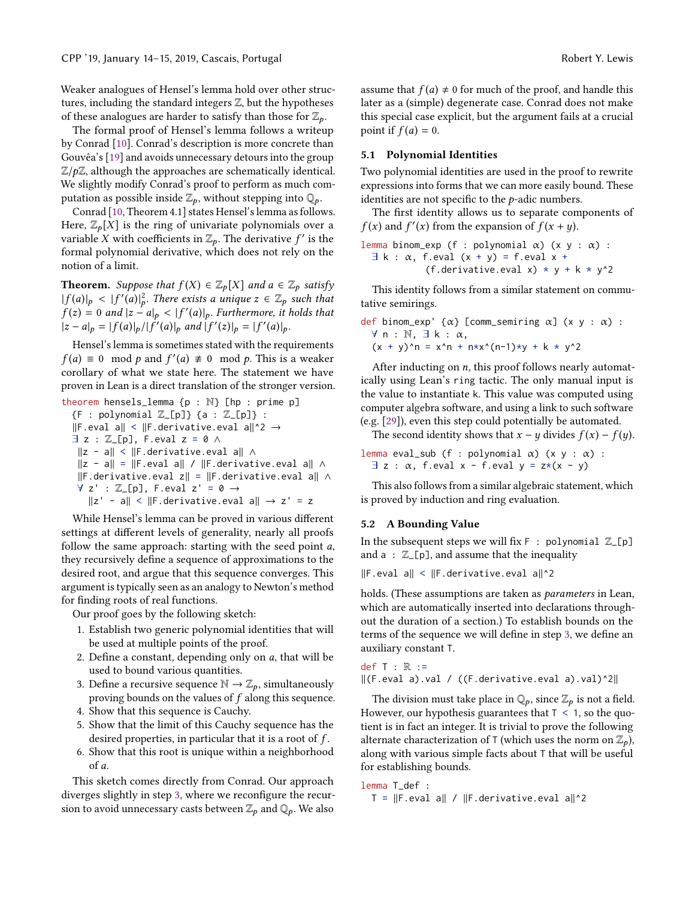Weaker analogues of Hensel's lemma hold over other structures, including the standard integers $\mathbb{Z}$, but the hypotheses of these analogues are harder to satisfy than those for $\mathbb{Z}_p$.

The formal proof of Hensel's lemma follows a writeup by Conrad [10]. Conrad's description is more concrete than Gouvêa's [19] and avoids unnecessary detours into the group $\mathbb{Z}/p\mathbb{Z}$, although the approaches are schematically identical. We slightly modify Conrad's proof to perform as much computation as possible inside $\mathbb{Z}_p$, without stepping into $\mathbb{Q}_p$.

Conrad [10, Theorem 4.1] states Hensel's lemma as follows. Here, $\mathbb{Z}_p[X]$ is the ring of univariate polynomials over a variable $X$ with coefficients in $\mathbb{Z}_p$. The derivative $f'$ is the formal polynomial derivative, which does not rely on the notion of a limit.

**Theorem.** *Suppose that $f(X) \in \mathbb{Z}_p[X]$ and $a \in \mathbb{Z}_p$ satisfy $|f(a)|_p < |f'(a)|_p^2$. There exists a unique $z \in \mathbb{Z}_p$ such that $f(z) = 0$ and $|z - a|_p < |f'(a)|_p$. Furthermore, it holds that $|z - a|_p = |f(a)|_p / |f'(a)|_p$ and $|f'(z)|_p = |f'(a)|_p$.*

Hensel's lemma is sometimes stated with the requirements $f(a) \equiv 0 \mod p$ and $f'(a) \not\equiv 0 \mod p$. This is a weaker corollary of what we state here. The statement we have proven in Lean is a direct translation of the stronger version.

```
theorem hensels_lemma {p : ℕ} [hp : prime p]
  {F : polynomial ℤ_[p]} {a : ℤ_[p]} :
  ‖F.eval a‖ < ‖F.derivative.eval a‖^2 →
  ∃ z : ℤ_[p], F.eval z = 0 ∧
   ‖z - a‖ < ‖F.derivative.eval a‖ ∧
   ‖z - a‖ = ‖F.eval a‖ / ‖F.derivative.eval a‖ ∧
   ‖F.derivative.eval z‖ = ‖F.derivative.eval a‖ ∧
   ∀ z' : ℤ_[p], F.eval z' = 0 →
     ‖z' - a‖ < ‖F.derivative.eval a‖ → z' = z
```

While Hensel's lemma can be proved in various different settings at different levels of generality, nearly all proofs follow the same approach: starting with the seed point $a$, they recursively define a sequence of approximations to the desired root, and argue that this sequence converges. This argument is typically seen as an analogy to Newton's method for finding roots of real functions.

Our proof goes by the following sketch:

1. Establish two generic polynomial identities that will be used at multiple points of the proof.
2. Define a constant, depending only on $a$, that will be used to bound various quantities.
3. Define a recursive sequence $\mathbb{N} \to \mathbb{Z}_p$, simultaneously proving bounds on the values of $f$ along this sequence.
4. Show that this sequence is Cauchy.
5. Show that the limit of this Cauchy sequence has the desired properties, in particular that it is a root of $f$.
6. Show that this root is unique within a neighborhood of $a$.

This sketch comes directly from Conrad. Our approach diverges slightly in step 3, where we reconfigure the recursion to avoid unnecessary casts between $\mathbb{Z}_p$ and $\mathbb{Q}_p$. We also assume that $f(a) \neq 0$ for much of the proof, and handle this later as a (simple) degenerate case. Conrad does not make this special case explicit, but the argument fails at a crucial point if $f(a) = 0$.

### 5.1 Polynomial Identities

Two polynomial identities are used in the proof to rewrite expressions into forms that we can more easily bound. These identities are not specific to the $p$-adic numbers.

The first identity allows us to separate components of $f(x)$ and $f'(x)$ from the expansion of $f(x + y)$.

```
lemma binom_exp (f : polynomial α) (x y : α) :
  ∃ k : α, f.eval (x + y) = f.eval x +
           (f.derivative.eval x) * y + k * y^2
```

This identity follows from a similar statement on commutative semirings.

```
def binom_exp' {α} [comm_semiring α] (x y : α) :
  ∀ n : ℕ, ∃ k : α,
  (x + y)^n = x^n + n*x^(n-1)*y + k * y^2
```

After inducting on $n$, this proof follows nearly automatically using Lean's `ring` tactic. The only manual input is the value to instantiate `k`. This value was computed using computer algebra software, and using a link to such software (e.g. [29]), even this step could potentially be automated.

The second identity shows that $x - y$ divides $f(x) - f(y)$.

```
lemma eval_sub (f : polynomial α) (x y : α) :
  ∃ z : α, f.eval x - f.eval y = z*(x - y)
```

This also follows from a similar algebraic statement, which is proved by induction and ring evaluation.

### 5.2 A Bounding Value

In the subsequent steps we will fix `F : polynomial ℤ_[p]` and `a : ℤ_[p]`, and assume that the inequality

```
‖F.eval a‖ < ‖F.derivative.eval a‖^2
```

holds. (These assumptions are taken as *parameters* in Lean, which are automatically inserted into declarations throughout the duration of a section.) To establish bounds on the terms of the sequence we will define in step 3, we define an auxiliary constant `T`.

```
def T : ℝ :=
‖(F.eval a).val / ((F.derivative.eval a).val)^2‖
```

The division must take place in $\mathbb{Q}_p$, since $\mathbb{Z}_p$ is not a field. However, our hypothesis guarantees that `T < 1`, so the quotient is in fact an integer. It is trivial to prove the following alternate characterization of `T` (which uses the norm on $\mathbb{Z}_p$), along with various simple facts about `T` that will be useful for establishing bounds.

```
lemma T_def :
  T = ‖F.eval a‖ / ‖F.derivative.eval a‖^2
```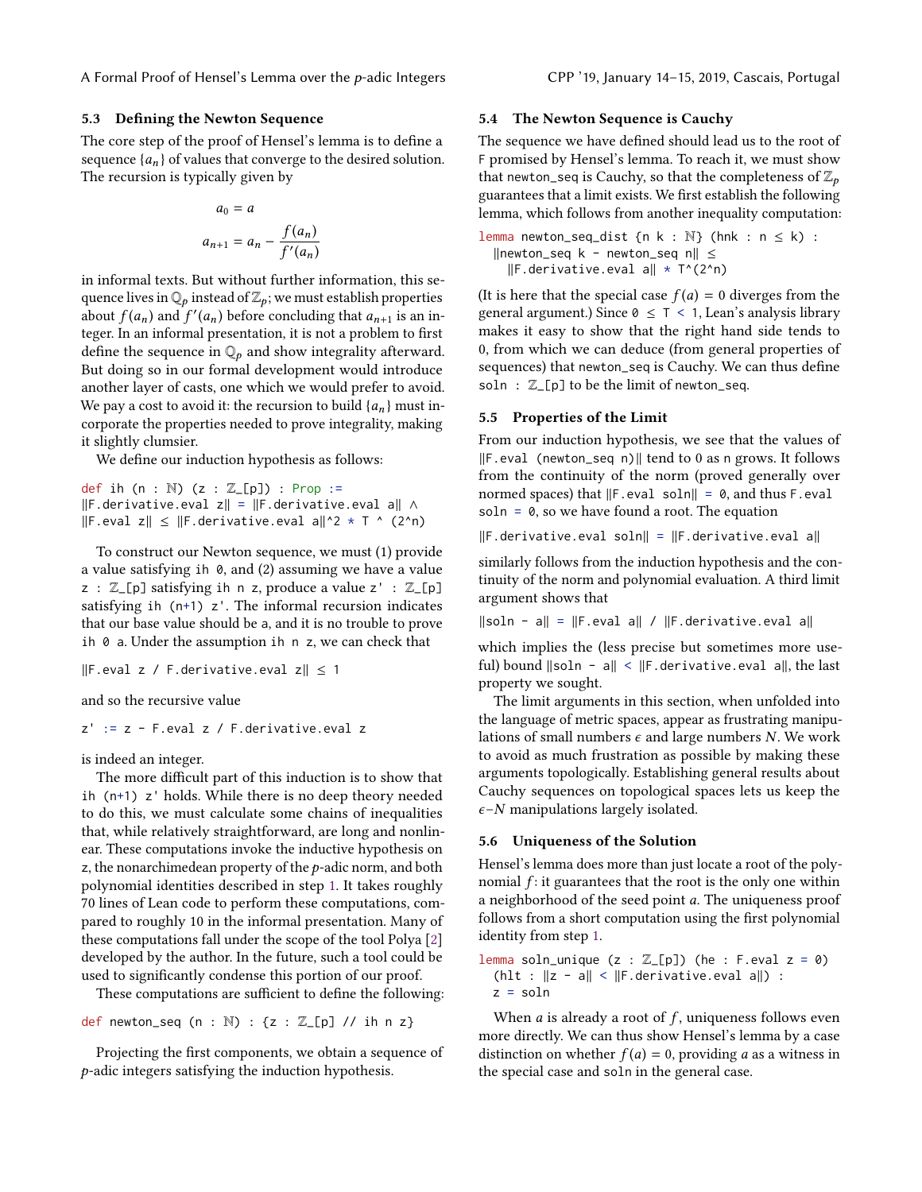### 5.3 Defining the Newton Sequence

The core step of the proof of Hensel's lemma is to define a sequence $\{a_n\}$ of values that converge to the desired solution. The recursion is typically given by

$$a_0 = a$$

$$a_{n+1} = a_n - \frac{f(a_n)}{f'(a_n)}$$

in informal texts. But without further information, this sequence lives in $\mathbb{Q}_p$ instead of $\mathbb{Z}_p$; we must establish properties about $f(a_n)$ and $f'(a_n)$ before concluding that $a_{n+1}$ is an integer. In an informal presentation, it is not a problem to first define the sequence in $\mathbb{Q}_p$ and show integrality afterward. But doing so in our formal development would introduce another layer of casts, one which we would prefer to avoid. We pay a cost to avoid it: the recursion to build $\{a_n\}$ must incorporate the properties needed to prove integrality, making it slightly clumsier.

We define our induction hypothesis as follows:

```
def ih (n : ℕ) (z : ℤ_[p]) : Prop :=
‖F.derivative.eval z‖ = ‖F.derivative.eval a‖ ∧
‖F.eval z‖ ≤ ‖F.derivative.eval a‖^2 * T ^ (2^n)
```

To construct our Newton sequence, we must (1) provide a value satisfying `ih 0`, and (2) assuming we have a value `z : ℤ_[p]` satisfying `ih n z`, produce a value `z' : ℤ_[p]` satisfying `ih (n+1) z'`. The informal recursion indicates that our base value should be `a`, and it is no trouble to prove `ih 0 a`. Under the assumption `ih n z`, we can check that

```
‖F.eval z / F.derivative.eval z‖ ≤ 1
```

and so the recursive value

```
z' := z - F.eval z / F.derivative.eval z
```

is indeed an integer.

The more difficult part of this induction is to show that `ih (n+1) z'` holds. While there is no deep theory needed to do this, we must calculate some chains of inequalities that, while relatively straightforward, are long and nonlinear. These computations invoke the inductive hypothesis on `z`, the nonarchimedean property of the $p$-adic norm, and both polynomial identities described in step 1. It takes roughly 70 lines of Lean code to perform these computations, compared to roughly 10 in the informal presentation. Many of these computations fall under the scope of the tool Polya [2] developed by the author. In the future, such a tool could be used to significantly condense this portion of our proof.

These computations are sufficient to define the following:

```
def newton_seq (n : ℕ) : {z : ℤ_[p] // ih n z}
```

Projecting the first components, we obtain a sequence of $p$-adic integers satisfying the induction hypothesis.

### 5.4 The Newton Sequence is Cauchy

The sequence we have defined should lead us to the root of `F` promised by Hensel's lemma. To reach it, we must show that `newton_seq` is Cauchy, so that the completeness of $\mathbb{Z}_p$ guarantees that a limit exists. We first establish the following lemma, which follows from another inequality computation:

```
lemma newton_seq_dist {n k : ℕ} (hnk : n ≤ k) :
  ‖newton_seq k - newton_seq n‖ ≤
    ‖F.derivative.eval a‖ * T^(2^n)
```

(It is here that the special case $f(a) = 0$ diverges from the general argument.) Since `0 ≤ T < 1`, Lean's analysis library makes it easy to show that the right hand side tends to 0, from which we can deduce (from general properties of sequences) that `newton_seq` is Cauchy. We can thus define `soln : ℤ_[p]` to be the limit of `newton_seq`.

### 5.5 Properties of the Limit

From our induction hypothesis, we see that the values of `‖F.eval (newton_seq n)‖` tend to 0 as `n` grows. It follows from the continuity of the norm (proved generally over normed spaces) that `‖F.eval soln‖ = 0`, and thus `F.eval soln = 0`, so we have found a root. The equation

```
‖F.derivative.eval soln‖ = ‖F.derivative.eval a‖
```

similarly follows from the induction hypothesis and the continuity of the norm and polynomial evaluation. A third limit argument shows that

```
‖soln - a‖ = ‖F.eval a‖ / ‖F.derivative.eval a‖
```

which implies the (less precise but sometimes more useful) bound `‖soln - a‖ < ‖F.derivative.eval a‖`, the last property we sought.

The limit arguments in this section, when unfolded into the language of metric spaces, appear as frustrating manipulations of small numbers $\epsilon$ and large numbers $N$. We work to avoid as much frustration as possible by making these arguments topologically. Establishing general results about Cauchy sequences on topological spaces lets us keep the $\epsilon$–$N$ manipulations largely isolated.

### 5.6 Uniqueness of the Solution

Hensel's lemma does more than just locate a root of the polynomial $f$: it guarantees that the root is the only one within a neighborhood of the seed point $a$. The uniqueness proof follows from a short computation using the first polynomial identity from step 1.

```
lemma soln_unique (z : ℤ_[p]) (he : F.eval z = 0)
  (hlt : ‖z - a‖ < ‖F.derivative.eval a‖) :
  z = soln
```

When $a$ is already a root of $f$, uniqueness follows even more directly. We can thus show Hensel's lemma by a case distinction on whether $f(a) = 0$, providing $a$ as a witness in the special case and `soln` in the general case.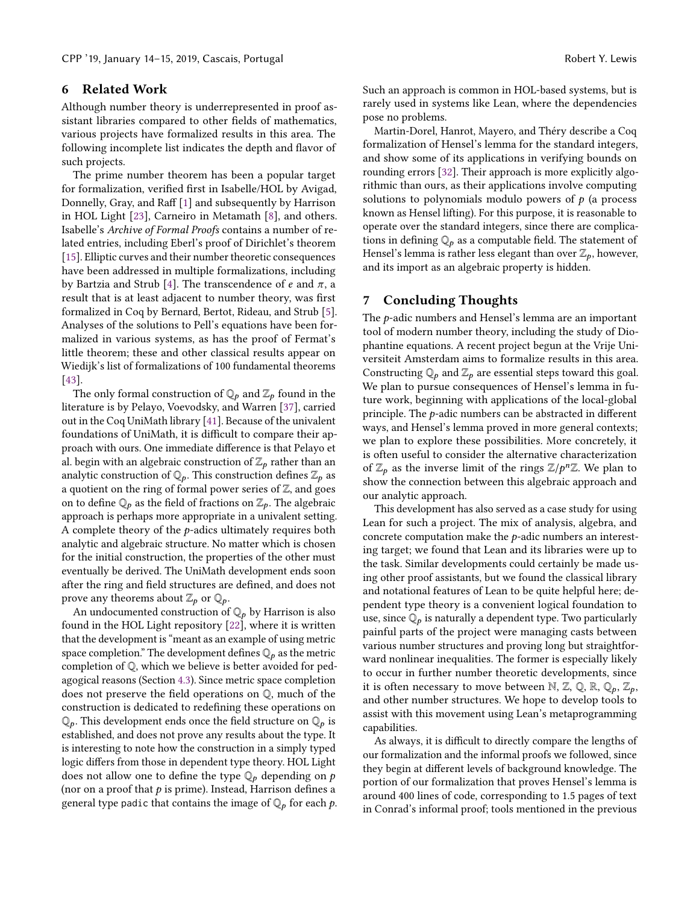## 6 Related Work

Although number theory is underrepresented in proof assistant libraries compared to other fields of mathematics, various projects have formalized results in this area. The following incomplete list indicates the depth and flavor of such projects.

The prime number theorem has been a popular target for formalization, verified first in Isabelle/HOL by Avigad, Donnelly, Gray, and Raff [1] and subsequently by Harrison in HOL Light [23], Carneiro in Metamath [8], and others. Isabelle's *Archive of Formal Proofs* contains a number of related entries, including Eberl's proof of Dirichlet's theorem [15]. Elliptic curves and their number theoretic consequences have been addressed in multiple formalizations, including by Bartzia and Strub [4]. The transcendence of $e$ and $\pi$, a result that is at least adjacent to number theory, was first formalized in Coq by Bernard, Bertot, Rideau, and Strub [5]. Analyses of the solutions to Pell's equations have been formalized in various systems, as has the proof of Fermat's little theorem; these and other classical results appear on Wiedijk's list of formalizations of 100 fundamental theorems [43].

The only formal construction of $\mathbb{Q}_p$ and $\mathbb{Z}_p$ found in the literature is by Pelayo, Voevodsky, and Warren [37], carried out in the Coq UniMath library [41]. Because of the univalent foundations of UniMath, it is difficult to compare their approach with ours. One immediate difference is that Pelayo et al. begin with an algebraic construction of $\mathbb{Z}_p$ rather than an analytic construction of $\mathbb{Q}_p$. This construction defines $\mathbb{Z}_p$ as a quotient on the ring of formal power series of $\mathbb{Z}$, and goes on to define $\mathbb{Q}_p$ as the field of fractions on $\mathbb{Z}_p$. The algebraic approach is perhaps more appropriate in a univalent setting. A complete theory of the $p$-adics ultimately requires both analytic and algebraic structure. No matter which is chosen for the initial construction, the properties of the other must eventually be derived. The UniMath development ends soon after the ring and field structures are defined, and does not prove any theorems about $\mathbb{Z}_p$ or $\mathbb{Q}_p$.

An undocumented construction of $\mathbb{Q}_p$ by Harrison is also found in the HOL Light repository [22], where it is written that the development is "meant as an example of using metric space completion." The development defines $\mathbb{Q}_p$ as the metric completion of $\mathbb{Q}$, which we believe is better avoided for pedagogical reasons (Section 4.3). Since metric space completion does not preserve the field operations on $\mathbb{Q}$, much of the construction is dedicated to redefining these operations on $\mathbb{Q}_p$. This development ends once the field structure on $\mathbb{Q}_p$ is established, and does not prove any results about the type. It is interesting to note how the construction in a simply typed logic differs from those in dependent type theory. HOL Light does not allow one to define the type $\mathbb{Q}_p$ depending on $p$ (nor on a proof that $p$ is prime). Instead, Harrison defines a general type `padic` that contains the image of $\mathbb{Q}_p$ for each $p$. Such an approach is common in HOL-based systems, but is rarely used in systems like Lean, where the dependencies pose no problems.

Martin-Dorel, Hanrot, Mayero, and Théry describe a Coq formalization of Hensel's lemma for the standard integers, and show some of its applications in verifying bounds on rounding errors [32]. Their approach is more explicitly algorithmic than ours, as their applications involve computing solutions to polynomials modulo powers of $p$ (a process known as Hensel lifting). For this purpose, it is reasonable to operate over the standard integers, since there are complications in defining $\mathbb{Q}_p$ as a computable field. The statement of Hensel's lemma is rather less elegant than over $\mathbb{Z}_p$, however, and its import as an algebraic property is hidden.

## 7 Concluding Thoughts

The $p$-adic numbers and Hensel's lemma are an important tool of modern number theory, including the study of Diophantine equations. A recent project begun at the Vrije Universiteit Amsterdam aims to formalize results in this area. Constructing $\mathbb{Q}_p$ and $\mathbb{Z}_p$ are essential steps toward this goal. We plan to pursue consequences of Hensel's lemma in future work, beginning with applications of the local-global principle. The $p$-adic numbers can be abstracted in different ways, and Hensel's lemma proved in more general contexts; we plan to explore these possibilities. More concretely, it is often useful to consider the alternative characterization of $\mathbb{Z}_p$ as the inverse limit of the rings $\mathbb{Z}/p^n\mathbb{Z}$. We plan to show the connection between this algebraic approach and our analytic approach.

This development has also served as a case study for using Lean for such a project. The mix of analysis, algebra, and concrete computation make the $p$-adic numbers an interesting target; we found that Lean and its libraries were up to the task. Similar developments could certainly be made using other proof assistants, but we found the classical library and notational features of Lean to be quite helpful here; dependent type theory is a convenient logical foundation to use, since $\mathbb{Q}_p$ is naturally a dependent type. Two particularly painful parts of the project were managing casts between various number structures and proving long but straightforward nonlinear inequalities. The former is especially likely to occur in further number theoretic developments, since it is often necessary to move between $\mathbb{N}$, $\mathbb{Z}$, $\mathbb{Q}$, $\mathbb{R}$, $\mathbb{Q}_p$, $\mathbb{Z}_p$, and other number structures. We hope to develop tools to assist with this movement using Lean's metaprogramming capabilities.

As always, it is difficult to directly compare the lengths of our formalization and the informal proofs we followed, since they begin at different levels of background knowledge. The portion of our formalization that proves Hensel's lemma is around 400 lines of code, corresponding to 1.5 pages of text in Conrad's informal proof; tools mentioned in the previous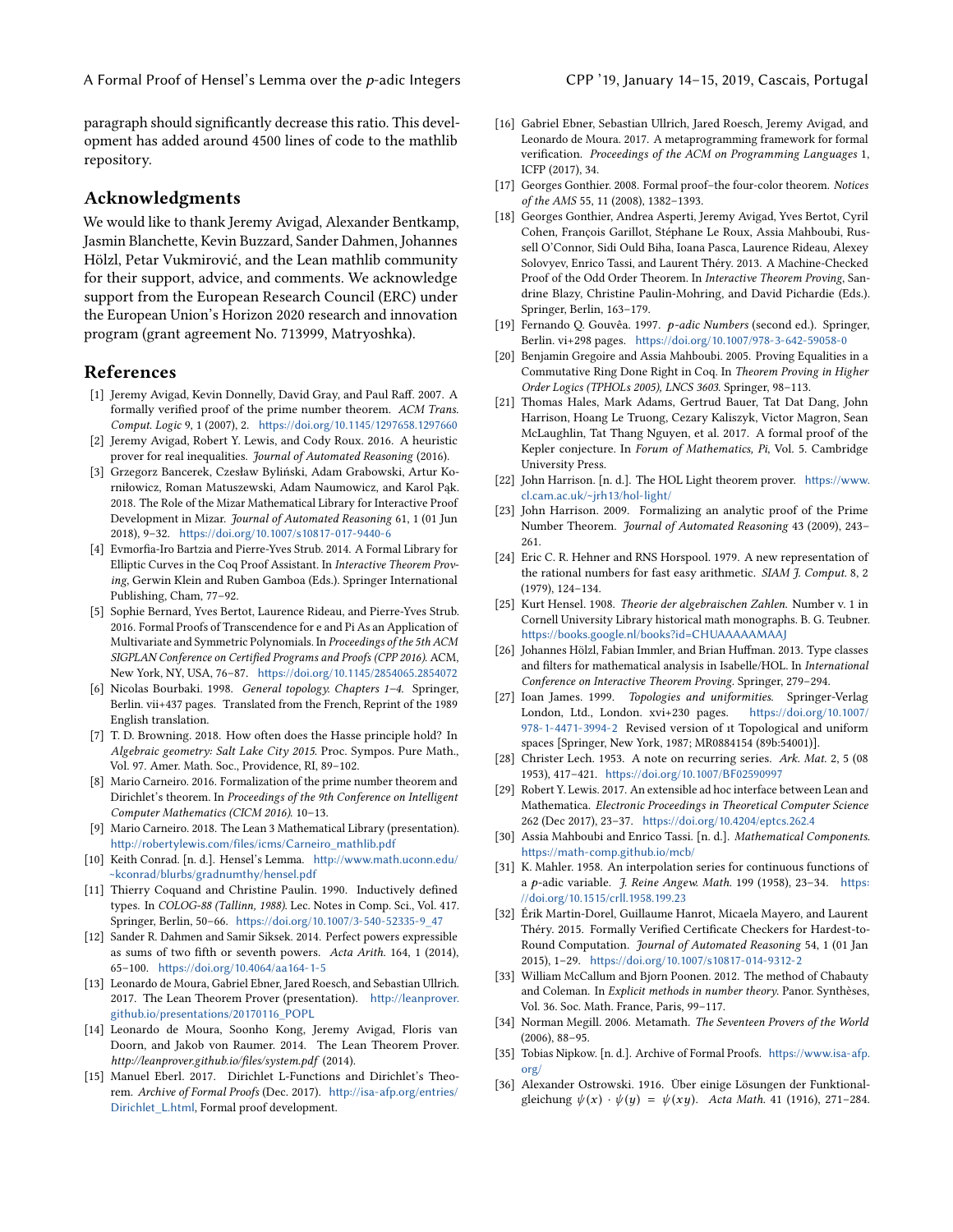paragraph should significantly decrease this ratio. This development has added around 4500 lines of code to the mathlib repository.

## Acknowledgments

We would like to thank Jeremy Avigad, Alexander Bentkamp, Jasmin Blanchette, Kevin Buzzard, Sander Dahmen, Johannes Hölzl, Petar Vukmirović, and the Lean mathlib community for their support, advice, and comments. We acknowledge support from the European Research Council (ERC) under the European Union's Horizon 2020 research and innovation program (grant agreement No. 713999, Matryoshka).

## References

[1] Jeremy Avigad, Kevin Donnelly, David Gray, and Paul Raff. 2007. A formally verified proof of the prime number theorem. *ACM Trans. Comput. Logic* 9, 1 (2007), 2. https://doi.org/10.1145/1297658.1297660

[2] Jeremy Avigad, Robert Y. Lewis, and Cody Roux. 2016. A heuristic prover for real inequalities. *Journal of Automated Reasoning* (2016).

[3] Grzegorz Bancerek, Czesław Byliński, Adam Grabowski, Artur Korniłowicz, Roman Matuszewski, Adam Naumowicz, and Karol Pąk. 2018. The Role of the Mizar Mathematical Library for Interactive Proof Development in Mizar. *Journal of Automated Reasoning* 61, 1 (01 Jun 2018), 9–32. https://doi.org/10.1007/s10817-017-9440-6

[4] Evmorfia-Iro Bartzia and Pierre-Yves Strub. 2014. A Formal Library for Elliptic Curves in the Coq Proof Assistant. In *Interactive Theorem Proving*, Gerwin Klein and Ruben Gamboa (Eds.). Springer International Publishing, Cham, 77–92.

[5] Sophie Bernard, Yves Bertot, Laurence Rideau, and Pierre-Yves Strub. 2016. Formal Proofs of Transcendence for e and Pi As an Application of Multivariate and Symmetric Polynomials. In *Proceedings of the 5th ACM SIGPLAN Conference on Certified Programs and Proofs (CPP 2016)*. ACM, New York, NY, USA, 76–87. https://doi.org/10.1145/2854065.2854072

[6] Nicolas Bourbaki. 1998. *General topology. Chapters 1–4*. Springer, Berlin. vii+437 pages. Translated from the French, Reprint of the 1989 English translation.

[7] T. D. Browning. 2018. How often does the Hasse principle hold? In *Algebraic geometry: Salt Lake City 2015*. Proc. Sympos. Pure Math., Vol. 97. Amer. Math. Soc., Providence, RI, 89–102.

[8] Mario Carneiro. 2016. Formalization of the prime number theorem and Dirichlet's theorem. In *Proceedings of the 9th Conference on Intelligent Computer Mathematics (CICM 2016)*. 10–13.

[9] Mario Carneiro. 2018. The Lean 3 Mathematical Library (presentation). http://robertylewis.com/files/icms/Carneiro_mathlib.pdf

[10] Keith Conrad. [n. d.]. Hensel's Lemma. http://www.math.uconn.edu/~kconrad/blurbs/gradnumthy/hensel.pdf

[11] Thierry Coquand and Christine Paulin. 1990. Inductively defined types. In *COLOG-88 (Tallinn, 1988)*. Lec. Notes in Comp. Sci., Vol. 417. Springer, Berlin, 50–66. https://doi.org/10.1007/3-540-52335-9_47

[12] Sander R. Dahmen and Samir Siksek. 2014. Perfect powers expressible as sums of two fifth or seventh powers. *Acta Arith.* 164, 1 (2014), 65–100. https://doi.org/10.4064/aa164-1-5

[13] Leonardo de Moura, Gabriel Ebner, Jared Roesch, and Sebastian Ullrich. 2017. The Lean Theorem Prover (presentation). http://leanprover.github.io/presentations/20170116_POPL

[14] Leonardo de Moura, Soonho Kong, Jeremy Avigad, Floris van Doorn, and Jakob von Raumer. 2014. The Lean Theorem Prover. *http://leanprover.github.io/files/system.pdf* (2014).

[15] Manuel Eberl. 2017. Dirichlet L-Functions and Dirichlet's Theorem. *Archive of Formal Proofs* (Dec. 2017). http://isa-afp.org/entries/Dirichlet_L.html, Formal proof development.

[16] Gabriel Ebner, Sebastian Ullrich, Jared Roesch, Jeremy Avigad, and Leonardo de Moura. 2017. A metaprogramming framework for formal verification. *Proceedings of the ACM on Programming Languages* 1, ICFP (2017), 34.

[17] Georges Gonthier. 2008. Formal proof–the four-color theorem. *Notices of the AMS* 55, 11 (2008), 1382–1393.

[18] Georges Gonthier, Andrea Asperti, Jeremy Avigad, Yves Bertot, Cyril Cohen, François Garillot, Stéphane Le Roux, Assia Mahboubi, Russell O'Connor, Sidi Ould Biha, Ioana Pasca, Laurence Rideau, Alexey Solovyev, Enrico Tassi, and Laurent Théry. 2013. A Machine-Checked Proof of the Odd Order Theorem. In *Interactive Theorem Proving*, Sandrine Blazy, Christine Paulin-Mohring, and David Pichardie (Eds.). Springer, Berlin, 163–179.

[19] Fernando Q. Gouvêa. 1997. *p-adic Numbers* (second ed.). Springer, Berlin. vi+298 pages. https://doi.org/10.1007/978-3-642-59058-0

[20] Benjamin Gregoire and Assia Mahboubi. 2005. Proving Equalities in a Commutative Ring Done Right in Coq. In *Theorem Proving in Higher Order Logics (TPHOLs 2005), LNCS 3603*. Springer, 98–113.

[21] Thomas Hales, Mark Adams, Gertrud Bauer, Tat Dat Dang, John Harrison, Hoang Le Truong, Cezary Kaliszyk, Victor Magron, Sean McLaughlin, Tat Thang Nguyen, et al. 2017. A formal proof of the Kepler conjecture. In *Forum of Mathematics, Pi*, Vol. 5. Cambridge University Press.

[22] John Harrison. [n. d.]. The HOL Light theorem prover. https://www.cl.cam.ac.uk/~jrh13/hol-light/

[23] John Harrison. 2009. Formalizing an analytic proof of the Prime Number Theorem. *Journal of Automated Reasoning* 43 (2009), 243–261.

[24] Eric C. R. Hehner and RNS Horspool. 1979. A new representation of the rational numbers for fast easy arithmetic. *SIAM J. Comput.* 8, 2 (1979), 124–134.

[25] Kurt Hensel. 1908. *Theorie der algebraischen Zahlen*. Number v. 1 in Cornell University Library historical math monographs. B. G. Teubner. https://books.google.nl/books?id=CHUAAAAAMAAJ

[26] Johannes Hölzl, Fabian Immler, and Brian Huffman. 2013. Type classes and filters for mathematical analysis in Isabelle/HOL. In *International Conference on Interactive Theorem Proving*. Springer, 279–294.

[27] Ioan James. 1999. *Topologies and uniformities*. Springer-Verlag London, Ltd., London. xvi+230 pages. https://doi.org/10.1007/978-1-4471-3994-2 Revised version of ıt Topological and uniform spaces [Springer, New York, 1987; MR0884154 (89b:54001)].

[28] Christer Lech. 1953. A note on recurring series. *Ark. Mat.* 2, 5 (08 1953), 417–421. https://doi.org/10.1007/BF02590997

[29] Robert Y. Lewis. 2017. An extensible ad hoc interface between Lean and Mathematica. *Electronic Proceedings in Theoretical Computer Science* 262 (Dec 2017), 23–37. https://doi.org/10.4204/eptcs.262.4

[30] Assia Mahboubi and Enrico Tassi. [n. d.]. *Mathematical Components*. https://math-comp.github.io/mcb/

[31] K. Mahler. 1958. An interpolation series for continuous functions of a $p$-adic variable. *J. Reine Angew. Math.* 199 (1958), 23–34. https://doi.org/10.1515/crll.1958.199.23

[32] Érik Martin-Dorel, Guillaume Hanrot, Micaela Mayero, and Laurent Théry. 2015. Formally Verified Certificate Checkers for Hardest-to-Round Computation. *Journal of Automated Reasoning* 54, 1 (01 Jan 2015), 1–29. https://doi.org/10.1007/s10817-014-9312-2

[33] William McCallum and Bjorn Poonen. 2012. The method of Chabauty and Coleman. In *Explicit methods in number theory*. Panor. Synthèses, Vol. 36. Soc. Math. France, Paris, 99–117.

[34] Norman Megill. 2006. Metamath. *The Seventeen Provers of the World* (2006), 88–95.

[35] Tobias Nipkow. [n. d.]. Archive of Formal Proofs. https://www.isa-afp.org/

[36] Alexander Ostrowski. 1916. Über einige Lösungen der Funktionalgleichung $\psi(x) \cdot \psi(y) = \psi(xy)$. *Acta Math.* 41 (1916), 271–284.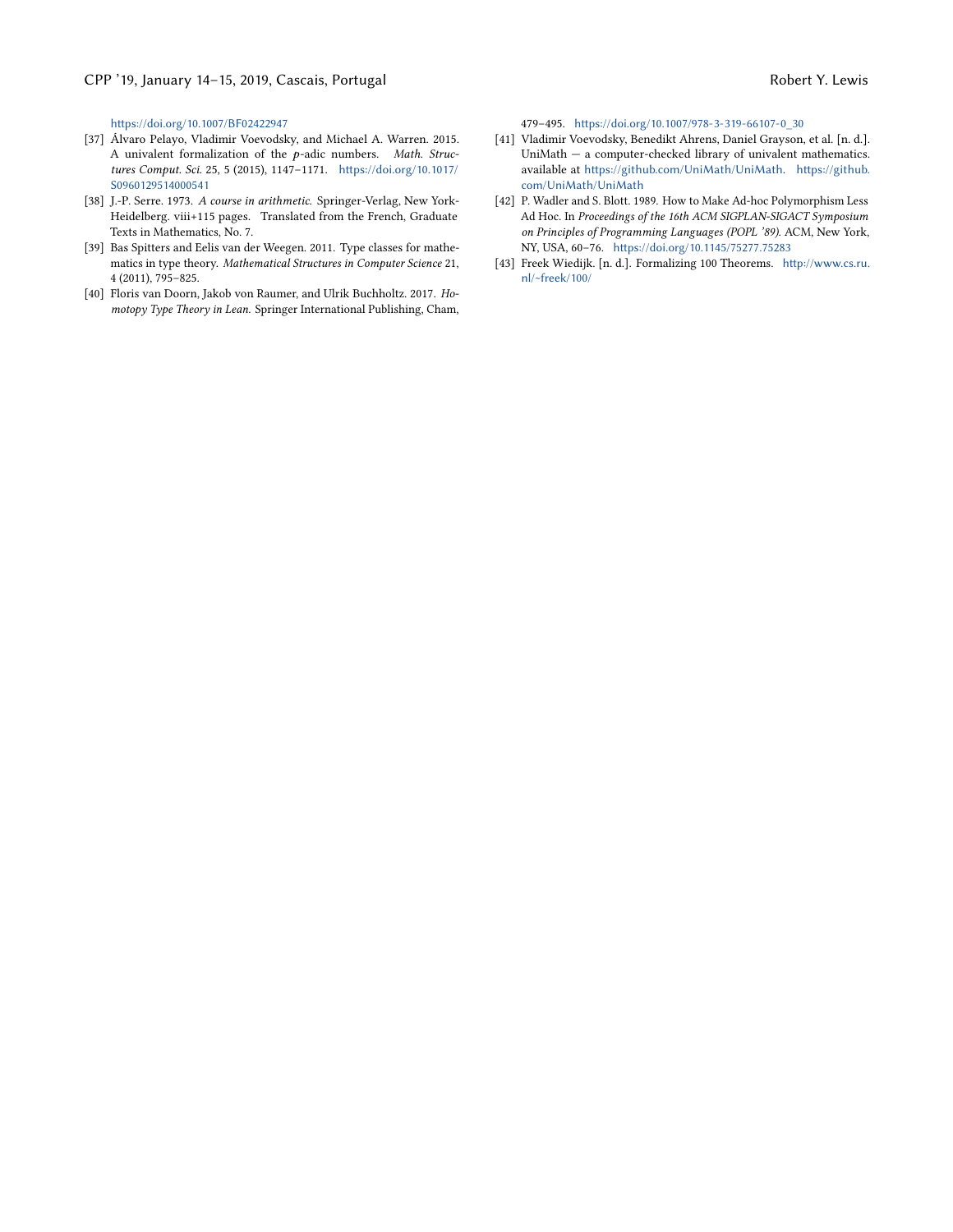https://doi.org/10.1007/BF02422947

[37] Álvaro Pelayo, Vladimir Voevodsky, and Michael A. Warren. 2015. A univalent formalization of the $p$-adic numbers. *Math. Structures Comput. Sci.* 25, 5 (2015), 1147–1171. https://doi.org/10.1017/S0960129514000541

[38] J.-P. Serre. 1973. *A course in arithmetic.* Springer-Verlag, New York-Heidelberg. viii+115 pages. Translated from the French, Graduate Texts in Mathematics, No. 7.

[39] Bas Spitters and Eelis van der Weegen. 2011. Type classes for mathematics in type theory. *Mathematical Structures in Computer Science* 21, 4 (2011), 795–825.

[40] Floris van Doorn, Jakob von Raumer, and Ulrik Buchholtz. 2017. *Homotopy Type Theory in Lean.* Springer International Publishing, Cham, 479–495. https://doi.org/10.1007/978-3-319-66107-0_30

[41] Vladimir Voevodsky, Benedikt Ahrens, Daniel Grayson, et al. [n. d.]. UniMath — a computer-checked library of univalent mathematics. available at https://github.com/UniMath/UniMath. https://github.com/UniMath/UniMath

[42] P. Wadler and S. Blott. 1989. How to Make Ad-hoc Polymorphism Less Ad Hoc. In *Proceedings of the 16th ACM SIGPLAN-SIGACT Symposium on Principles of Programming Languages (POPL '89)*. ACM, New York, NY, USA, 60–76. https://doi.org/10.1145/75277.75283

[43] Freek Wiedijk. [n. d.]. Formalizing 100 Theorems. http://www.cs.ru.nl/~freek/100/